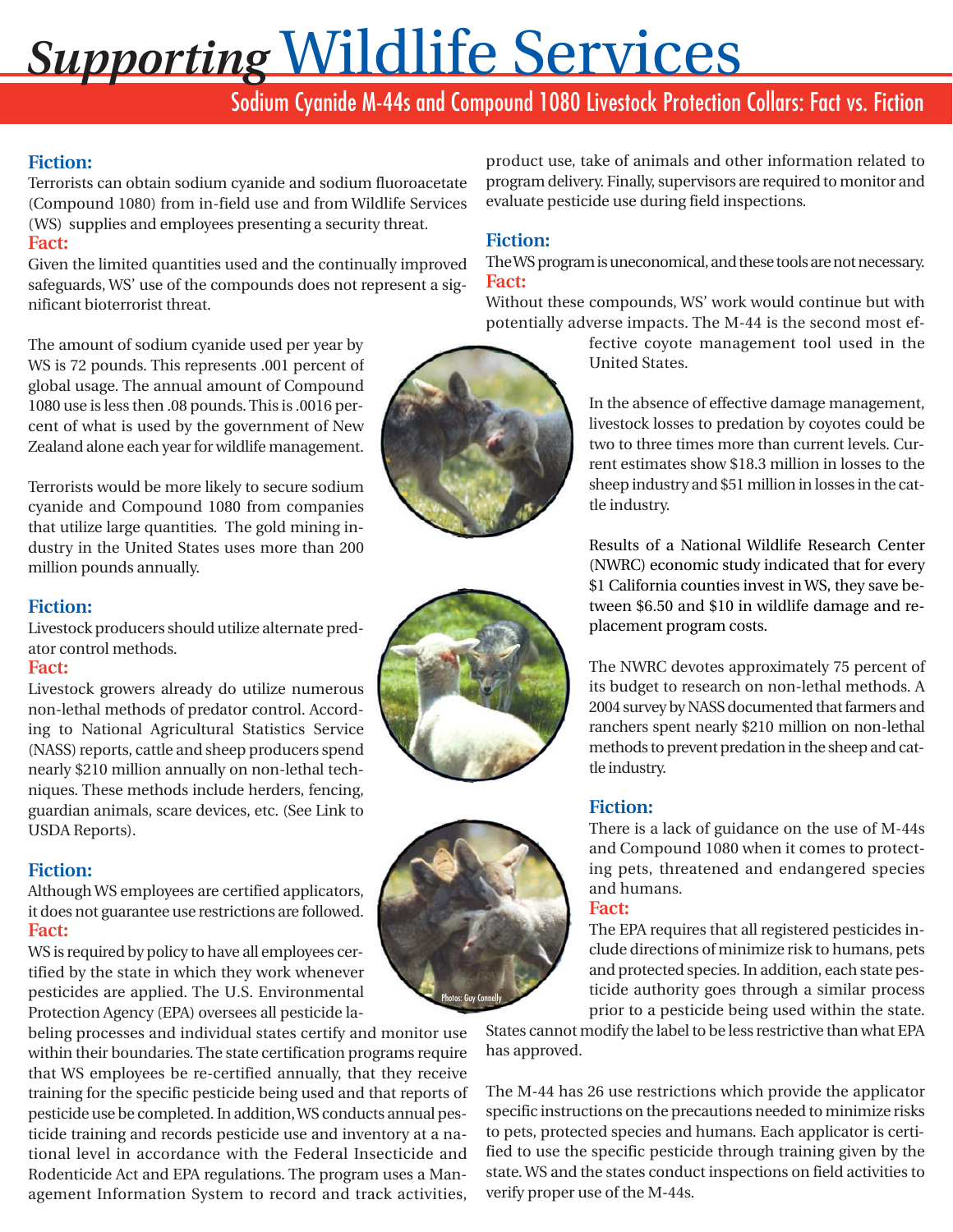# *Supporting* Wildlife Services

## Sodium Cyanide M-44s and Compound 1080 Livestock Protection Collars: Fact vs. Fiction

**Fiction:**
Terrorists can obtain sodium cyanide and sodium fluoroacetate (Compound 1080) from in-field use and from Wildlife Services (WS) supplies and employees presenting a security threat.
**Fact:**
Given the limited quantities used and the continually improved safeguards, WS' use of the compounds does not represent a significant bioterrorist threat.

The amount of sodium cyanide used per year by WS is 72 pounds. This represents .001 percent of global usage. The annual amount of Compound 1080 use is less then .08 pounds. This is .0016 percent of what is used by the government of New Zealand alone each year for wildlife management.

Terrorists would be more likely to secure sodium cyanide and Compound 1080 from companies that utilize large quantities. The gold mining industry in the United States uses more than 200 million pounds annually.

**Fiction:**
Livestock producers should utilize alternate predator control methods.
**Fact:**
Livestock growers already do utilize numerous non-lethal methods of predator control. According to National Agricultural Statistics Service (NASS) reports, cattle and sheep producers spend nearly $210 million annually on non-lethal techniques. These methods include herders, fencing, guardian animals, scare devices, etc. (See Link to USDA Reports).

**Fiction:**
Although WS employees are certified applicators, it does not guarantee use restrictions are followed.
**Fact:**
WS is required by policy to have all employees certified by the state in which they work whenever pesticides are applied. The U.S. Environmental Protection Agency (EPA) oversees all pesticide labeling processes and individual states certify and monitor use within their boundaries. The state certification programs require that WS employees be re-certified annually, that they receive training for the specific pesticide being used and that reports of pesticide use be completed. In addition, WS conducts annual pesticide training and records pesticide use and inventory at a national level in accordance with the Federal Insecticide and Rodenticide Act and EPA regulations. The program uses a Management Information System to record and track activities, product use, take of animals and other information related to program delivery. Finally, supervisors are required to monitor and evaluate pesticide use during field inspections.

**Fiction:**
The WS program is uneconomical, and these tools are not necessary.
**Fact:**
Without these compounds, WS' work would continue but with potentially adverse impacts. The M-44 is the second most effective coyote management tool used in the United States.

In the absence of effective damage management, livestock losses to predation by coyotes could be two to three times more than current levels. Current estimates show $18.3 million in losses to the sheep industry and $51 million in losses in the cattle industry.

Results of a National Wildlife Research Center (NWRC) economic study indicated that for every $1 California counties invest in WS, they save between $6.50 and $10 in wildlife damage and replacement program costs.

The NWRC devotes approximately 75 percent of its budget to research on non-lethal methods. A 2004 survey by NASS documented that farmers and ranchers spent nearly $210 million on non-lethal methods to prevent predation in the sheep and cattle industry.

**Fiction:**
There is a lack of guidance on the use of M-44s and Compound 1080 when it comes to protecting pets, threatened and endangered species and humans.
**Fact:**
The EPA requires that all registered pesticides include directions of minimize risk to humans, pets and protected species. In addition, each state pesticide authority goes through a similar process prior to a pesticide being used within the state. States cannot modify the label to be less restrictive than what EPA has approved.

The M-44 has 26 use restrictions which provide the applicator specific instructions on the precautions needed to minimize risks to pets, protected species and humans. Each applicator is certified to use the specific pesticide through training given by the state. WS and the states conduct inspections on field activities to verify proper use of the M-44s.

Photos: Guy Connelly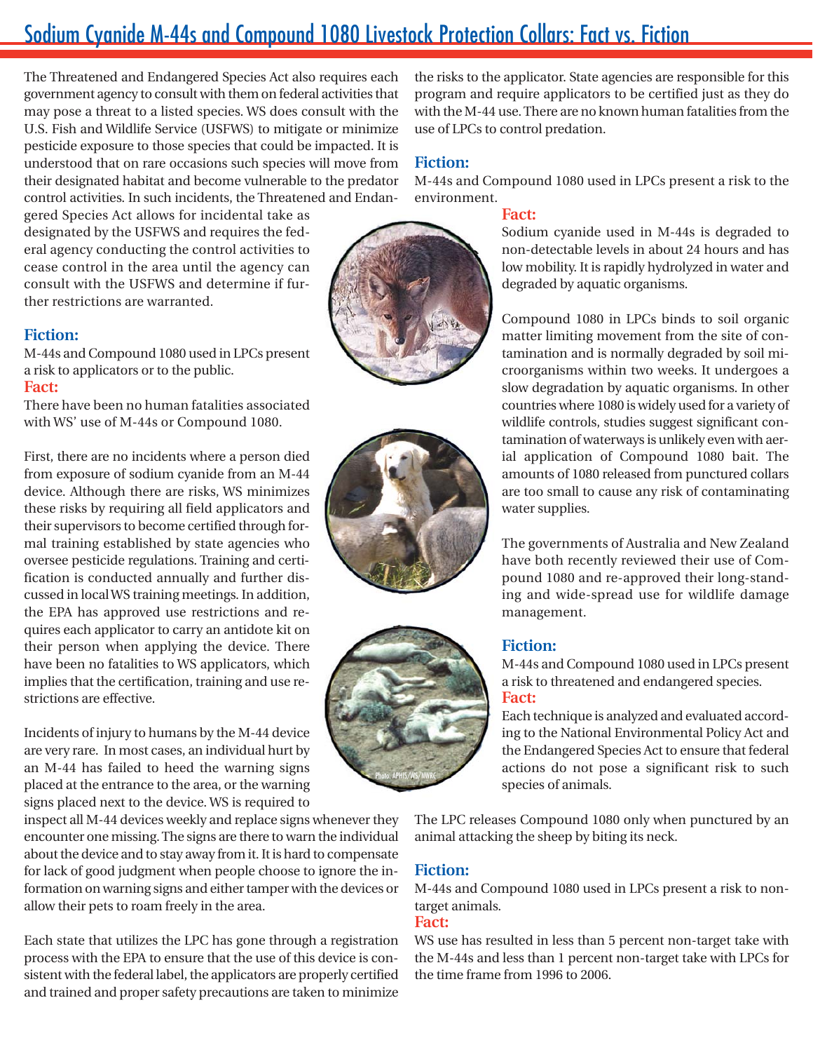# Sodium Cyanide M-44s and Compound 1080 Livestock Protection Collars: Fact vs. Fiction

The Threatened and Endangered Species Act also requires each government agency to consult with them on federal activities that may pose a threat to a listed species. WS does consult with the U.S. Fish and Wildlife Service (USFWS) to mitigate or minimize pesticide exposure to those species that could be impacted. It is understood that on rare occasions such species will move from their designated habitat and become vulnerable to the predator control activities. In such incidents, the Threatened and Endangered Species Act allows for incidental take as designated by the USFWS and requires the federal agency conducting the control activities to cease control in the area until the agency can consult with the USFWS and determine if further restrictions are warranted.

**Fiction:**

M-44s and Compound 1080 used in LPCs present a risk to applicators or to the public.

**Fact:**

There have been no human fatalities associated with WS' use of M-44s or Compound 1080.

First, there are no incidents where a person died from exposure of sodium cyanide from an M-44 device. Although there are risks, WS minimizes these risks by requiring all field applicators and their supervisors to become certified through formal training established by state agencies who oversee pesticide regulations. Training and certification is conducted annually and further discussed in local WS training meetings. In addition, the EPA has approved use restrictions and requires each applicator to carry an antidote kit on their person when applying the device. There have been no fatalities to WS applicators, which implies that the certification, training and use restrictions are effective.

Incidents of injury to humans by the M-44 device are very rare. In most cases, an individual hurt by an M-44 has failed to heed the warning signs placed at the entrance to the area, or the warning signs placed next to the device. WS is required to inspect all M-44 devices weekly and replace signs whenever they encounter one missing. The signs are there to warn the individual about the device and to stay away from it. It is hard to compensate for lack of good judgment when people choose to ignore the information on warning signs and either tamper with the devices or allow their pets to roam freely in the area.

Each state that utilizes the LPC has gone through a registration process with the EPA to ensure that the use of this device is consistent with the federal label, the applicators are properly certified and trained and proper safety precautions are taken to minimize the risks to the applicator. State agencies are responsible for this program and require applicators to be certified just as they do with the M-44 use. There are no known human fatalities from the use of LPCs to control predation.

**Fiction:**

M-44s and Compound 1080 used in LPCs present a risk to the environment.

**Fact:**

Sodium cyanide used in M-44s is degraded to non-detectable levels in about 24 hours and has low mobility. It is rapidly hydrolyzed in water and degraded by aquatic organisms.

Compound 1080 in LPCs binds to soil organic matter limiting movement from the site of contamination and is normally degraded by soil microorganisms within two weeks. It undergoes a slow degradation by aquatic organisms. In other countries where 1080 is widely used for a variety of wildlife controls, studies suggest significant contamination of waterways is unlikely even with aerial application of Compound 1080 bait. The amounts of 1080 released from punctured collars are too small to cause any risk of contaminating water supplies.

The governments of Australia and New Zealand have both recently reviewed their use of Compound 1080 and re-approved their long-standing and wide-spread use for wildlife damage management.

Photo: APHIS/WS/NWRC

**Fiction:**

M-44s and Compound 1080 used in LPCs present a risk to threatened and endangered species.

**Fact:**

Each technique is analyzed and evaluated according to the National Environmental Policy Act and the Endangered Species Act to ensure that federal actions do not pose a significant risk to such species of animals.

The LPC releases Compound 1080 only when punctured by an animal attacking the sheep by biting its neck.

**Fiction:**

M-44s and Compound 1080 used in LPCs present a risk to non-target animals.

**Fact:**

WS use has resulted in less than 5 percent non-target take with the M-44s and less than 1 percent non-target take with LPCs for the time frame from 1996 to 2006.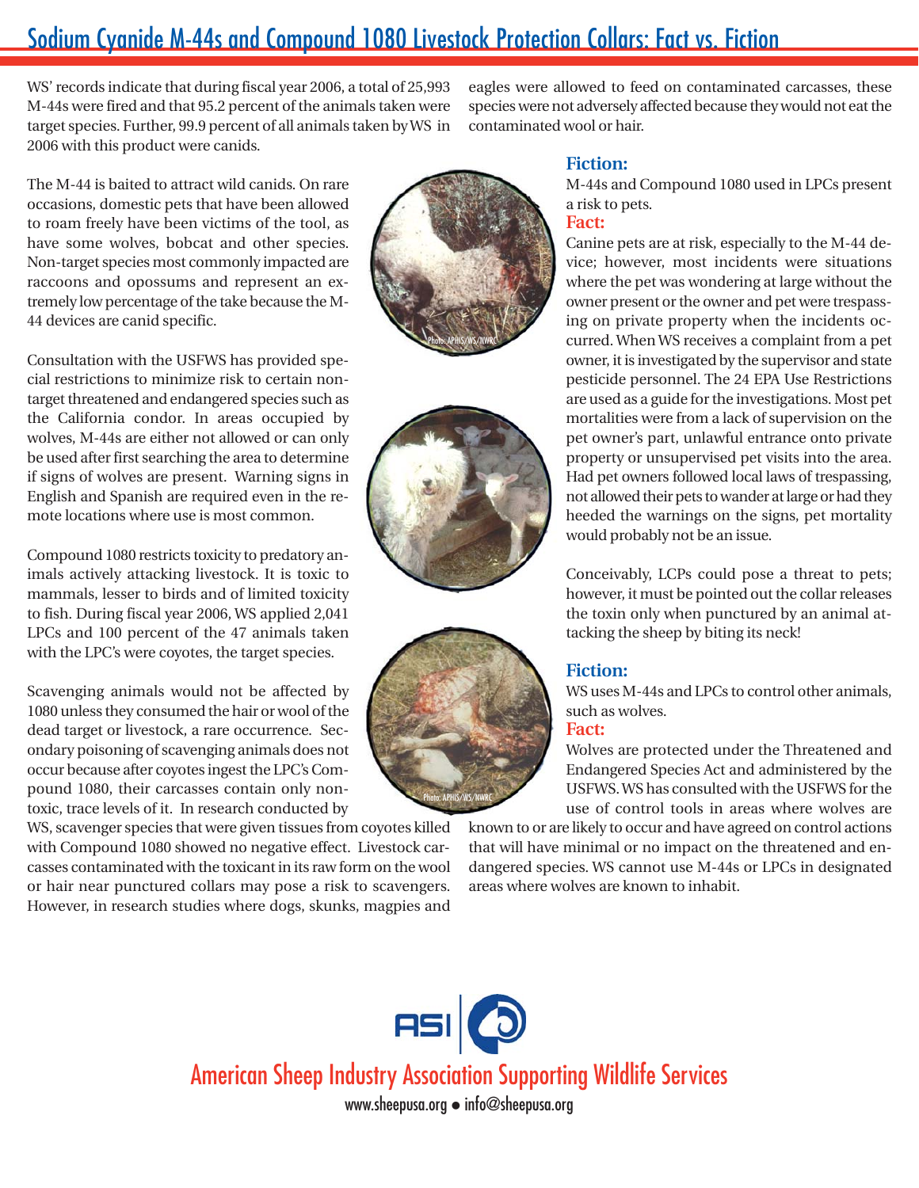# Sodium Cyanide M-44s and Compound 1080 Livestock Protection Collars: Fact vs. Fiction

WS' records indicate that during fiscal year 2006, a total of 25,993 M-44s were fired and that 95.2 percent of the animals taken were target species. Further, 99.9 percent of all animals taken by WS in 2006 with this product were canids.

The M-44 is baited to attract wild canids. On rare occasions, domestic pets that have been allowed to roam freely have been victims of the tool, as have some wolves, bobcat and other species. Non-target species most commonly impacted are raccoons and opossums and represent an extremely low percentage of the take because the M-44 devices are canid specific.

Consultation with the USFWS has provided special restrictions to minimize risk to certain non-target threatened and endangered species such as the California condor. In areas occupied by wolves, M-44s are either not allowed or can only be used after first searching the area to determine if signs of wolves are present. Warning signs in English and Spanish are required even in the remote locations where use is most common.

Compound 1080 restricts toxicity to predatory animals actively attacking livestock. It is toxic to mammals, lesser to birds and of limited toxicity to fish. During fiscal year 2006, WS applied 2,041 LPCs and 100 percent of the 47 animals taken with the LPC's were coyotes, the target species.

Scavenging animals would not be affected by 1080 unless they consumed the hair or wool of the dead target or livestock, a rare occurrence. Secondary poisoning of scavenging animals does not occur because after coyotes ingest the LPC's Compound 1080, their carcasses contain only non-toxic, trace levels of it. In research conducted by WS, scavenger species that were given tissues from coyotes killed with Compound 1080 showed no negative effect. Livestock carcasses contaminated with the toxicant in its raw form on the wool or hair near punctured collars may pose a risk to scavengers. However, in research studies where dogs, skunks, magpies and eagles were allowed to feed on contaminated carcasses, these species were not adversely affected because they would not eat the contaminated wool or hair.

Photo: APHIS/WS/NWRC

Photo: APHIS/WS/NWRC

**Fiction:**
M-44s and Compound 1080 used in LPCs present a risk to pets.

**Fact:**
Canine pets are at risk, especially to the M-44 device; however, most incidents were situations where the pet was wondering at large without the owner present or the owner and pet were trespassing on private property when the incidents occurred. When WS receives a complaint from a pet owner, it is investigated by the supervisor and state pesticide personnel. The 24 EPA Use Restrictions are used as a guide for the investigations. Most pet mortalities were from a lack of supervision on the pet owner's part, unlawful entrance onto private property or unsupervised pet visits into the area. Had pet owners followed local laws of trespassing, not allowed their pets to wander at large or had they heeded the warnings on the signs, pet mortality would probably not be an issue.

Conceivably, LCPs could pose a threat to pets; however, it must be pointed out the collar releases the toxin only when punctured by an animal attacking the sheep by biting its neck!

**Fiction:**
WS uses M-44s and LPCs to control other animals, such as wolves.

**Fact:**
Wolves are protected under the Threatened and Endangered Species Act and administered by the USFWS. WS has consulted with the USFWS for the use of control tools in areas where wolves are known to or are likely to occur and have agreed on control actions that will have minimal or no impact on the threatened and endangered species. WS cannot use M-44s or LPCs in designated areas where wolves are known to inhabit.

ASI

American Sheep Industry Association Supporting Wildlife Services

www.sheepusa.org ● info@sheepusa.org